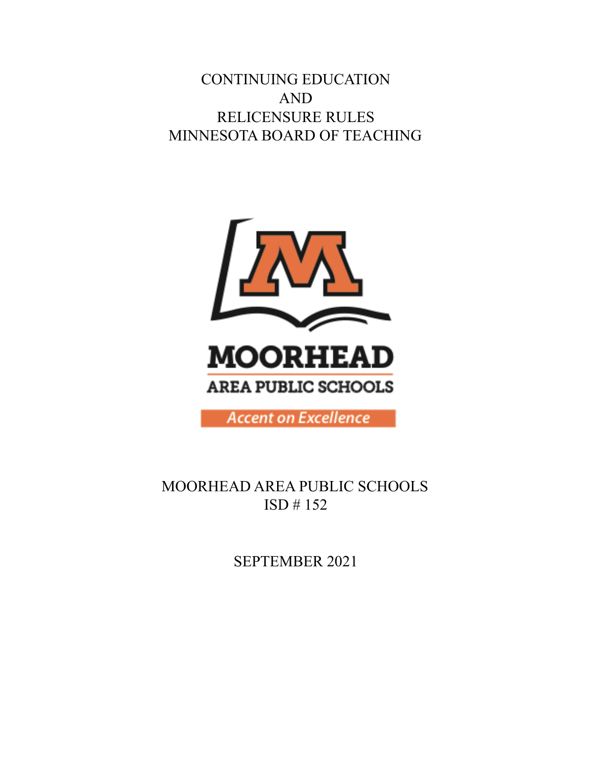# CONTINUING EDUCATION AND RELICENSURE RULES MINNESOTA BOARD OF TEACHING

MOORHEAD

AREA PUBLIC SCHOOLS

Accent on Excellence

MOORHEAD AREA PUBLIC SCHOOLS
ISD # 152

SEPTEMBER 2021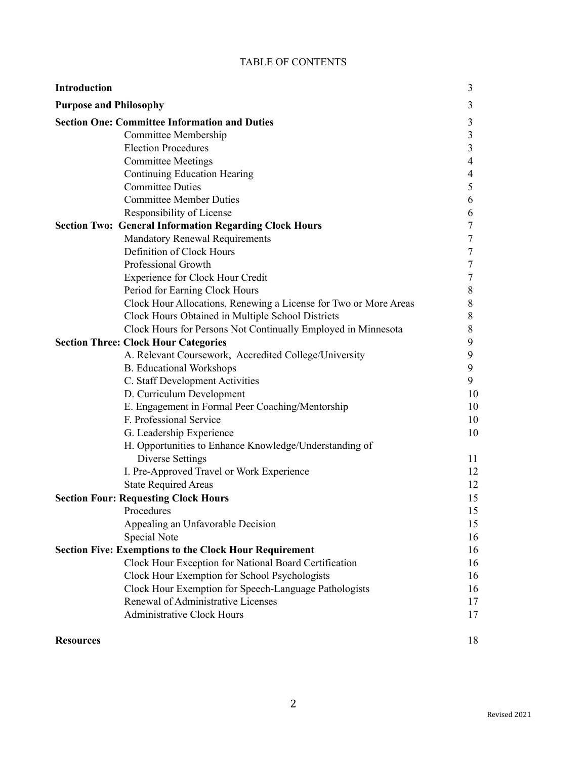# TABLE OF CONTENTS

| | |
|---|---|
| **Introduction** | 3 |
| **Purpose and Philosophy** | 3 |
| **Section One: Committee Information and Duties** | 3 |
| Committee Membership | 3 |
| Election Procedures | 3 |
| Committee Meetings | 4 |
| Continuing Education Hearing | 4 |
| Committee Duties | 5 |
| Committee Member Duties | 6 |
| Responsibility of License | 6 |
| **Section Two: General Information Regarding Clock Hours** | 7 |
| Mandatory Renewal Requirements | 7 |
| Definition of Clock Hours | 7 |
| Professional Growth | 7 |
| Experience for Clock Hour Credit | 7 |
| Period for Earning Clock Hours | 8 |
| Clock Hour Allocations, Renewing a License for Two or More Areas | 8 |
| Clock Hours Obtained in Multiple School Districts | 8 |
| Clock Hours for Persons Not Continually Employed in Minnesota | 8 |
| **Section Three: Clock Hour Categories** | 9 |
| A. Relevant Coursework, Accredited College/University | 9 |
| B. Educational Workshops | 9 |
| C. Staff Development Activities | 9 |
| D. Curriculum Development | 10 |
| E. Engagement in Formal Peer Coaching/Mentorship | 10 |
| F. Professional Service | 10 |
| G. Leadership Experience | 10 |
| H. Opportunities to Enhance Knowledge/Understanding of Diverse Settings | 11 |
| I. Pre-Approved Travel or Work Experience | 12 |
| State Required Areas | 12 |
| **Section Four: Requesting Clock Hours** | 15 |
| Procedures | 15 |
| Appealing an Unfavorable Decision | 15 |
| Special Note | 16 |
| **Section Five: Exemptions to the Clock Hour Requirement** | 16 |
| Clock Hour Exception for National Board Certification | 16 |
| Clock Hour Exemption for School Psychologists | 16 |
| Clock Hour Exemption for Speech-Language Pathologists | 16 |
| Renewal of Administrative Licenses | 17 |
| Administrative Clock Hours | 17 |
| **Resources** | 18 |

Revised 2021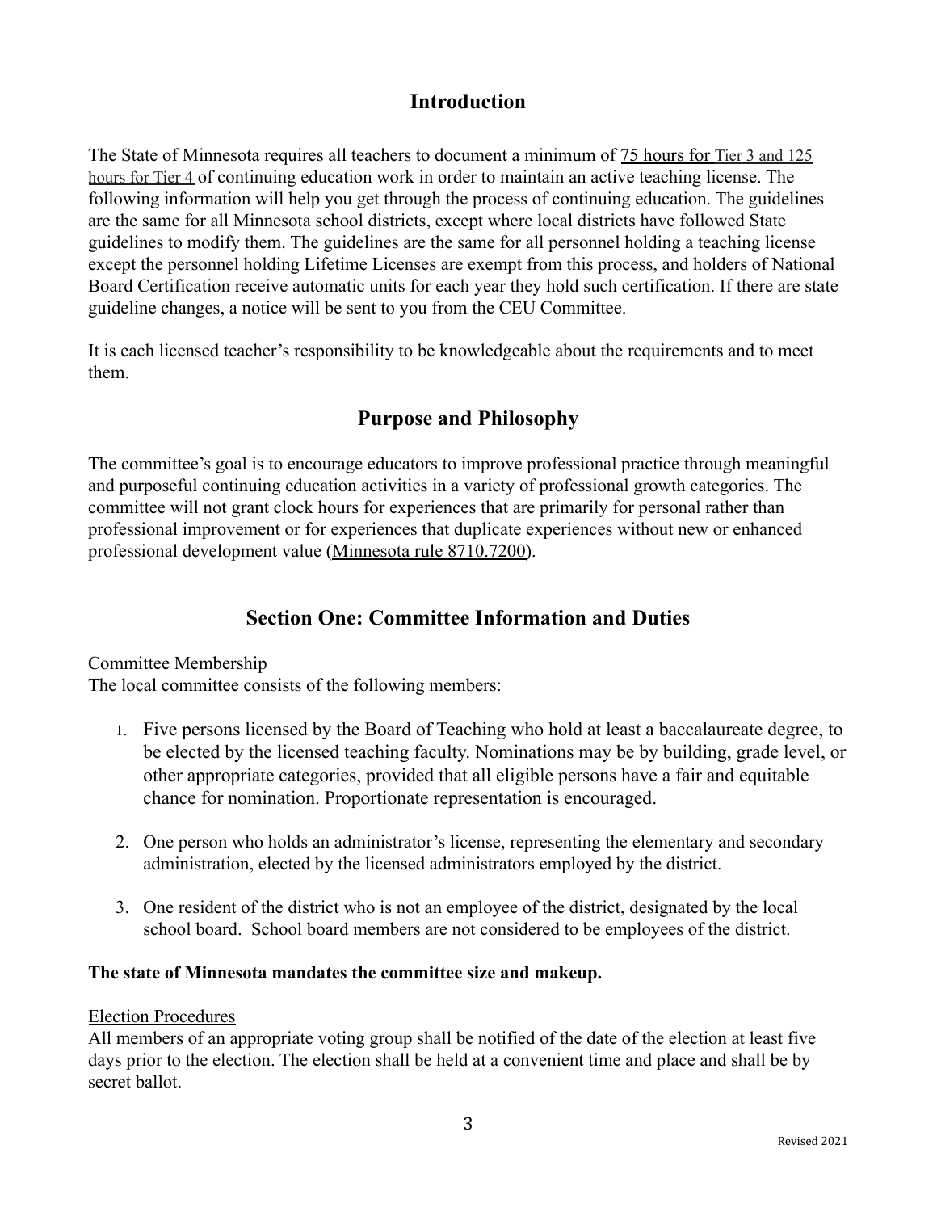## Introduction

The State of Minnesota requires all teachers to document a minimum of 75 hours for Tier 3 and 125 hours for Tier 4 of continuing education work in order to maintain an active teaching license. The following information will help you get through the process of continuing education. The guidelines are the same for all Minnesota school districts, except where local districts have followed State guidelines to modify them. The guidelines are the same for all personnel holding a teaching license except the personnel holding Lifetime Licenses are exempt from this process, and holders of National Board Certification receive automatic units for each year they hold such certification. If there are state guideline changes, a notice will be sent to you from the CEU Committee.

It is each licensed teacher's responsibility to be knowledgeable about the requirements and to meet them.

## Purpose and Philosophy

The committee's goal is to encourage educators to improve professional practice through meaningful and purposeful continuing education activities in a variety of professional growth categories. The committee will not grant clock hours for experiences that are primarily for personal rather than professional improvement or for experiences that duplicate experiences without new or enhanced professional development value (Minnesota rule 8710.7200).

## Section One: Committee Information and Duties

Committee Membership

The local committee consists of the following members:

1. Five persons licensed by the Board of Teaching who hold at least a baccalaureate degree, to be elected by the licensed teaching faculty. Nominations may be by building, grade level, or other appropriate categories, provided that all eligible persons have a fair and equitable chance for nomination. Proportionate representation is encouraged.

2. One person who holds an administrator's license, representing the elementary and secondary administration, elected by the licensed administrators employed by the district.

3. One resident of the district who is not an employee of the district, designated by the local school board. School board members are not considered to be employees of the district.

**The state of Minnesota mandates the committee size and makeup.**

Election Procedures

All members of an appropriate voting group shall be notified of the date of the election at least five days prior to the election. The election shall be held at a convenient time and place and shall be by secret ballot.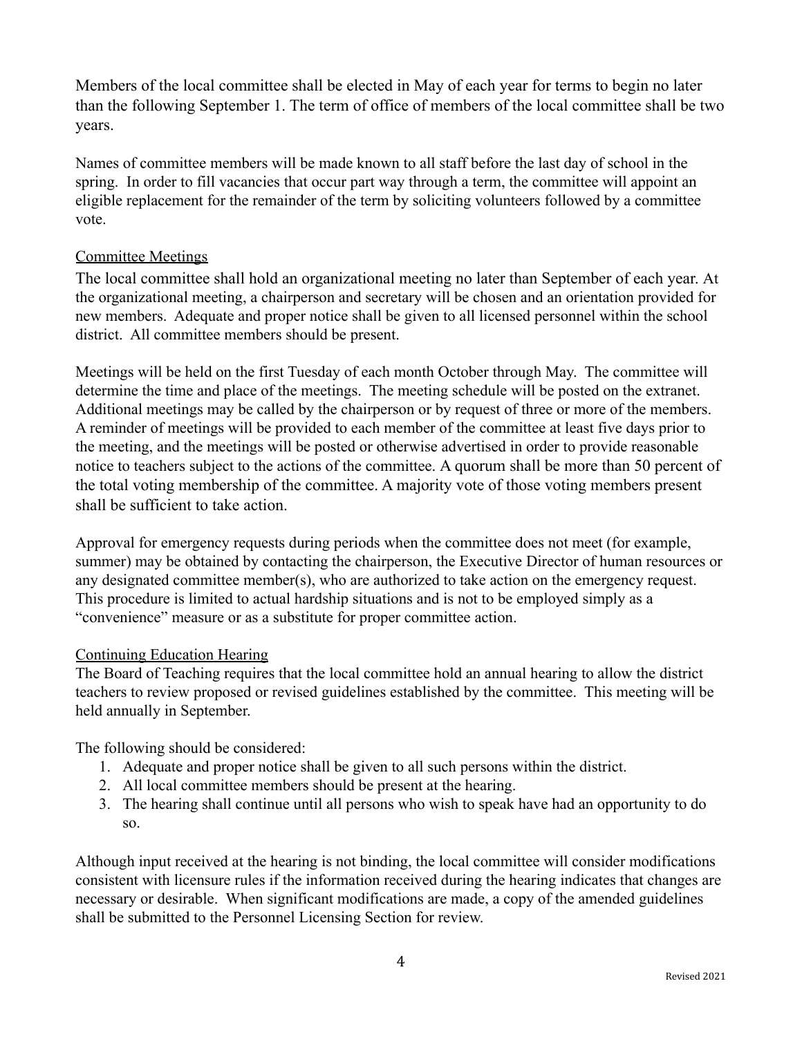Members of the local committee shall be elected in May of each year for terms to begin no later than the following September 1. The term of office of members of the local committee shall be two years.

Names of committee members will be made known to all staff before the last day of school in the spring. In order to fill vacancies that occur part way through a term, the committee will appoint an eligible replacement for the remainder of the term by soliciting volunteers followed by a committee vote.

## Committee Meetings

The local committee shall hold an organizational meeting no later than September of each year. At the organizational meeting, a chairperson and secretary will be chosen and an orientation provided for new members. Adequate and proper notice shall be given to all licensed personnel within the school district. All committee members should be present.

Meetings will be held on the first Tuesday of each month October through May. The committee will determine the time and place of the meetings. The meeting schedule will be posted on the extranet. Additional meetings may be called by the chairperson or by request of three or more of the members. A reminder of meetings will be provided to each member of the committee at least five days prior to the meeting, and the meetings will be posted or otherwise advertised in order to provide reasonable notice to teachers subject to the actions of the committee. A quorum shall be more than 50 percent of the total voting membership of the committee. A majority vote of those voting members present shall be sufficient to take action.

Approval for emergency requests during periods when the committee does not meet (for example, summer) may be obtained by contacting the chairperson, the Executive Director of human resources or any designated committee member(s), who are authorized to take action on the emergency request. This procedure is limited to actual hardship situations and is not to be employed simply as a "convenience" measure or as a substitute for proper committee action.

## Continuing Education Hearing

The Board of Teaching requires that the local committee hold an annual hearing to allow the district teachers to review proposed or revised guidelines established by the committee. This meeting will be held annually in September.

The following should be considered:

1. Adequate and proper notice shall be given to all such persons within the district.
2. All local committee members should be present at the hearing.
3. The hearing shall continue until all persons who wish to speak have had an opportunity to do so.

Although input received at the hearing is not binding, the local committee will consider modifications consistent with licensure rules if the information received during the hearing indicates that changes are necessary or desirable. When significant modifications are made, a copy of the amended guidelines shall be submitted to the Personnel Licensing Section for review.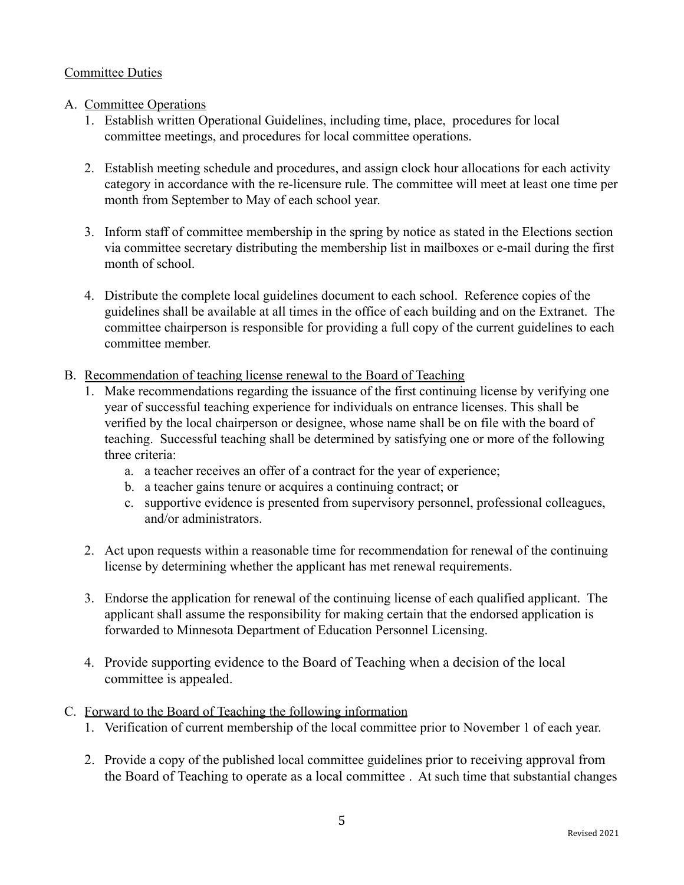## Committee Duties

A. Committee Operations

1. Establish written Operational Guidelines, including time, place, procedures for local committee meetings, and procedures for local committee operations.

2. Establish meeting schedule and procedures, and assign clock hour allocations for each activity category in accordance with the re-licensure rule. The committee will meet at least one time per month from September to May of each school year.

3. Inform staff of committee membership in the spring by notice as stated in the Elections section via committee secretary distributing the membership list in mailboxes or e-mail during the first month of school.

4. Distribute the complete local guidelines document to each school. Reference copies of the guidelines shall be available at all times in the office of each building and on the Extranet. The committee chairperson is responsible for providing a full copy of the current guidelines to each committee member.

B. Recommendation of teaching license renewal to the Board of Teaching

1. Make recommendations regarding the issuance of the first continuing license by verifying one year of successful teaching experience for individuals on entrance licenses. This shall be verified by the local chairperson or designee, whose name shall be on file with the board of teaching. Successful teaching shall be determined by satisfying one or more of the following three criteria:
   a. a teacher receives an offer of a contract for the year of experience;
   b. a teacher gains tenure or acquires a continuing contract; or
   c. supportive evidence is presented from supervisory personnel, professional colleagues, and/or administrators.

2. Act upon requests within a reasonable time for recommendation for renewal of the continuing license by determining whether the applicant has met renewal requirements.

3. Endorse the application for renewal of the continuing license of each qualified applicant. The applicant shall assume the responsibility for making certain that the endorsed application is forwarded to Minnesota Department of Education Personnel Licensing.

4. Provide supporting evidence to the Board of Teaching when a decision of the local committee is appealed.

C. Forward to the Board of Teaching the following information

1. Verification of current membership of the local committee prior to November 1 of each year.

2. Provide a copy of the published local committee guidelines prior to receiving approval from the Board of Teaching to operate as a local committee . At such time that substantial changes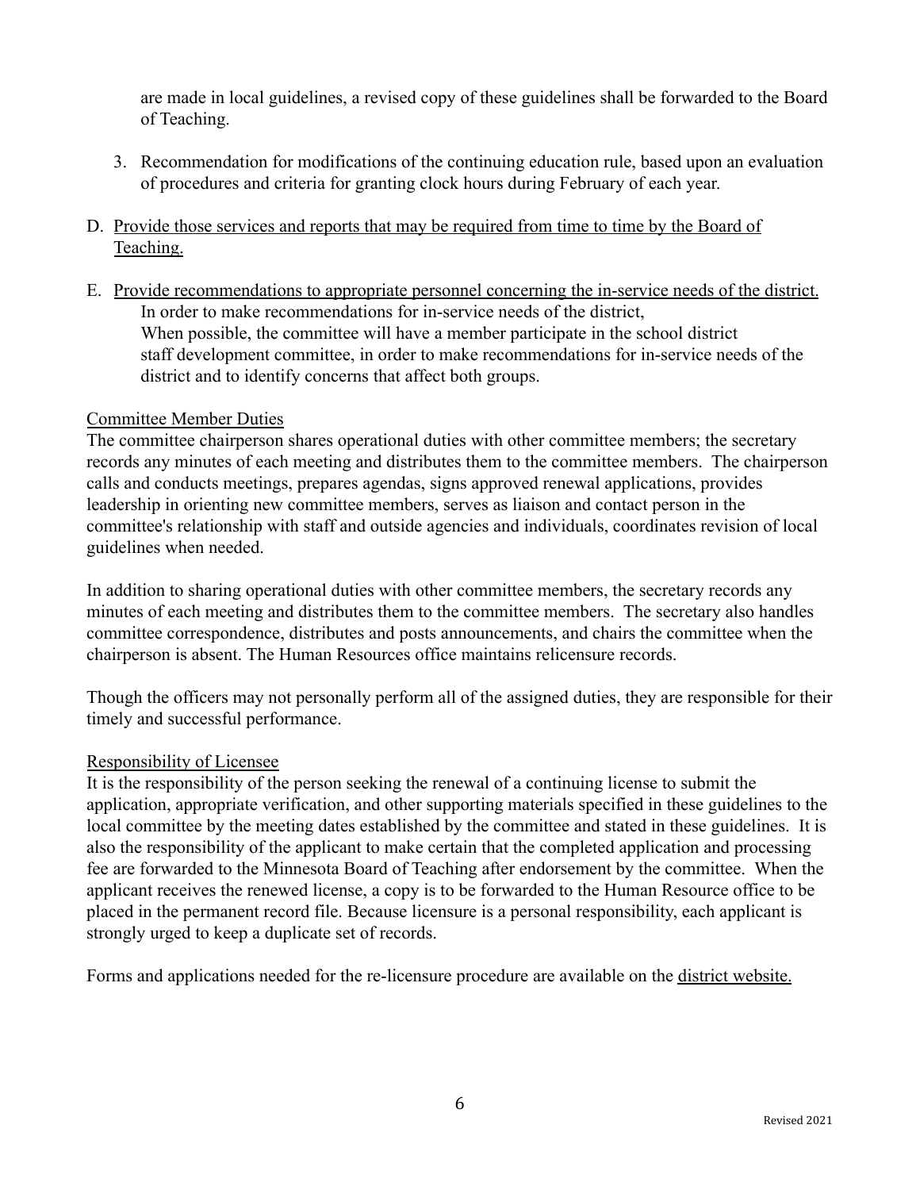are made in local guidelines, a revised copy of these guidelines shall be forwarded to the Board of Teaching.

3. Recommendation for modifications of the continuing education rule, based upon an evaluation of procedures and criteria for granting clock hours during February of each year.

D. <u>Provide those services and reports that may be required from time to time by the Board of Teaching.</u>

E. <u>Provide recommendations to appropriate personnel concerning the in-service needs of the district.</u>
   In order to make recommendations for in-service needs of the district,
   When possible, the committee will have a member participate in the school district staff development committee, in order to make recommendations for in-service needs of the district and to identify concerns that affect both groups.

<u>Committee Member Duties</u>

The committee chairperson shares operational duties with other committee members; the secretary records any minutes of each meeting and distributes them to the committee members. The chairperson calls and conducts meetings, prepares agendas, signs approved renewal applications, provides leadership in orienting new committee members, serves as liaison and contact person in the committee's relationship with staff and outside agencies and individuals, coordinates revision of local guidelines when needed.

In addition to sharing operational duties with other committee members, the secretary records any minutes of each meeting and distributes them to the committee members. The secretary also handles committee correspondence, distributes and posts announcements, and chairs the committee when the chairperson is absent. The Human Resources office maintains relicensure records.

Though the officers may not personally perform all of the assigned duties, they are responsible for their timely and successful performance.

<u>Responsibility of Licensee</u>

It is the responsibility of the person seeking the renewal of a continuing license to submit the application, appropriate verification, and other supporting materials specified in these guidelines to the local committee by the meeting dates established by the committee and stated in these guidelines. It is also the responsibility of the applicant to make certain that the completed application and processing fee are forwarded to the Minnesota Board of Teaching after endorsement by the committee. When the applicant receives the renewed license, a copy is to be forwarded to the Human Resource office to be placed in the permanent record file. Because licensure is a personal responsibility, each applicant is strongly urged to keep a duplicate set of records.

Forms and applications needed for the re-licensure procedure are available on the <u>district website.</u>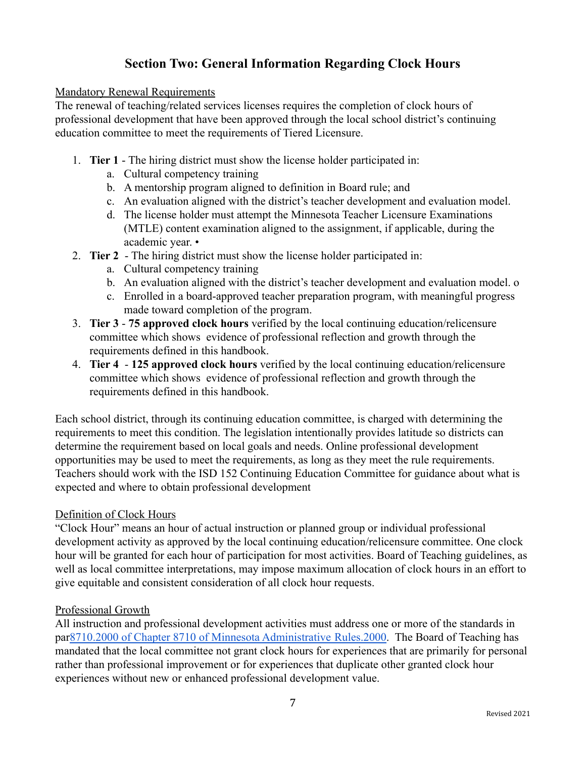## Section Two: General Information Regarding Clock Hours

Mandatory Renewal Requirements

The renewal of teaching/related services licenses requires the completion of clock hours of professional development that have been approved through the local school district's continuing education committee to meet the requirements of Tiered Licensure.

1. **Tier 1** - The hiring district must show the license holder participated in:
   a. Cultural competency training
   b. A mentorship program aligned to definition in Board rule; and
   c. An evaluation aligned with the district's teacher development and evaluation model.
   d. The license holder must attempt the Minnesota Teacher Licensure Examinations (MTLE) content examination aligned to the assignment, if applicable, during the academic year. •
2. **Tier 2** - The hiring district must show the license holder participated in:
   a. Cultural competency training
   b. An evaluation aligned with the district's teacher development and evaluation model. o
   c. Enrolled in a board-approved teacher preparation program, with meaningful progress made toward completion of the program.
3. **Tier 3** - **75 approved clock hours** verified by the local continuing education/relicensure committee which shows evidence of professional reflection and growth through the requirements defined in this handbook.
4. **Tier 4** - **125 approved clock hours** verified by the local continuing education/relicensure committee which shows evidence of professional reflection and growth through the requirements defined in this handbook.

Each school district, through its continuing education committee, is charged with determining the requirements to meet this condition. The legislation intentionally provides latitude so districts can determine the requirement based on local goals and needs. Online professional development opportunities may be used to meet the requirements, as long as they meet the rule requirements. Teachers should work with the ISD 152 Continuing Education Committee for guidance about what is expected and where to obtain professional development

Definition of Clock Hours

"Clock Hour" means an hour of actual instruction or planned group or individual professional development activity as approved by the local continuing education/relicensure committee. One clock hour will be granted for each hour of participation for most activities. Board of Teaching guidelines, as well as local committee interpretations, may impose maximum allocation of clock hours in an effort to give equitable and consistent consideration of all clock hour requests.

Professional Growth

All instruction and professional development activities must address one or more of the standards in par8710.2000 of Chapter 8710 of Minnesota Administrative Rules.2000. The Board of Teaching has mandated that the local committee not grant clock hours for experiences that are primarily for personal rather than professional improvement or for experiences that duplicate other granted clock hour experiences without new or enhanced professional development value.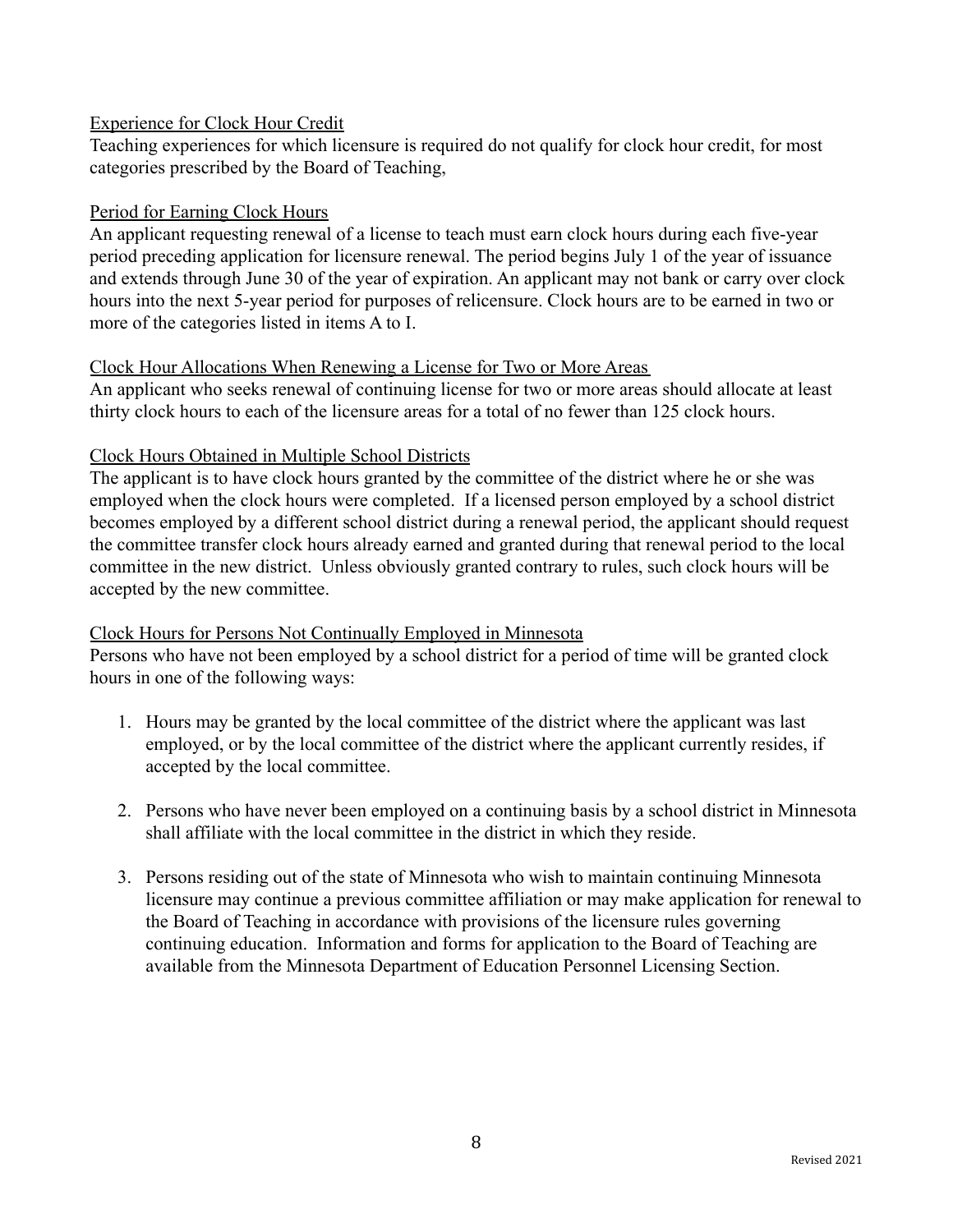<u>Experience for Clock Hour Credit</u>

Teaching experiences for which licensure is required do not qualify for clock hour credit, for most categories prescribed by the Board of Teaching,

<u>Period for Earning Clock Hours</u>

An applicant requesting renewal of a license to teach must earn clock hours during each five-year period preceding application for licensure renewal. The period begins July 1 of the year of issuance and extends through June 30 of the year of expiration. An applicant may not bank or carry over clock hours into the next 5-year period for purposes of relicensure. Clock hours are to be earned in two or more of the categories listed in items A to I.

<u>Clock Hour Allocations When Renewing a License for Two or More Areas</u>

An applicant who seeks renewal of continuing license for two or more areas should allocate at least thirty clock hours to each of the licensure areas for a total of no fewer than 125 clock hours.

<u>Clock Hours Obtained in Multiple School Districts</u>

The applicant is to have clock hours granted by the committee of the district where he or she was employed when the clock hours were completed. If a licensed person employed by a school district becomes employed by a different school district during a renewal period, the applicant should request the committee transfer clock hours already earned and granted during that renewal period to the local committee in the new district. Unless obviously granted contrary to rules, such clock hours will be accepted by the new committee.

<u>Clock Hours for Persons Not Continually Employed in Minnesota</u>

Persons who have not been employed by a school district for a period of time will be granted clock hours in one of the following ways:

1. Hours may be granted by the local committee of the district where the applicant was last employed, or by the local committee of the district where the applicant currently resides, if accepted by the local committee.

2. Persons who have never been employed on a continuing basis by a school district in Minnesota shall affiliate with the local committee in the district in which they reside.

3. Persons residing out of the state of Minnesota who wish to maintain continuing Minnesota licensure may continue a previous committee affiliation or may make application for renewal to the Board of Teaching in accordance with provisions of the licensure rules governing continuing education. Information and forms for application to the Board of Teaching are available from the Minnesota Department of Education Personnel Licensing Section.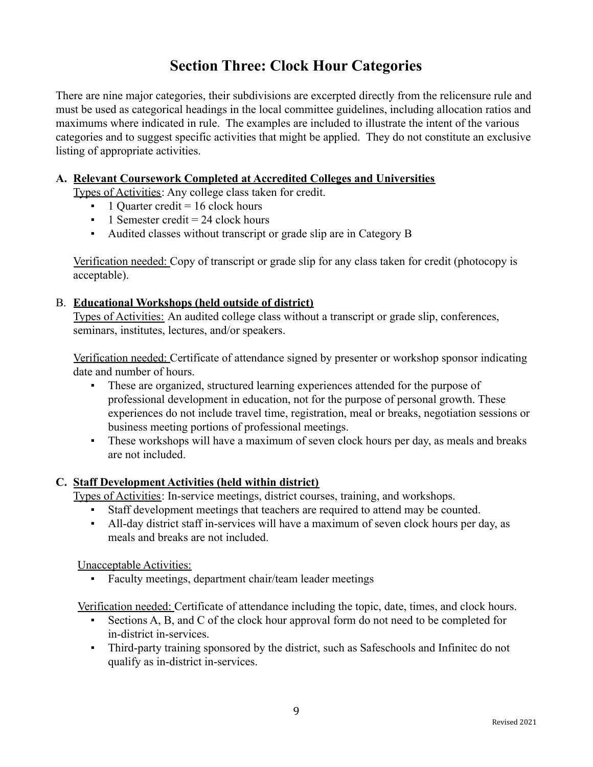# Section Three: Clock Hour Categories

There are nine major categories, their subdivisions are excerpted directly from the relicensure rule and must be used as categorical headings in the local committee guidelines, including allocation ratios and maximums where indicated in rule. The examples are included to illustrate the intent of the various categories and to suggest specific activities that might be applied. They do not constitute an exclusive listing of appropriate activities.

**A. <u>Relevant Coursework Completed at Accredited Colleges and Universities</u>**

<u>Types of Activities</u>: Any college class taken for credit.

- 1 Quarter credit = 16 clock hours
- 1 Semester credit = 24 clock hours
- Audited classes without transcript or grade slip are in Category B

<u>Verification needed:</u> Copy of transcript or grade slip for any class taken for credit (photocopy is acceptable).

B. **<u>Educational Workshops (held outside of district)</u>**

<u>Types of Activities:</u> An audited college class without a transcript or grade slip, conferences, seminars, institutes, lectures, and/or speakers.

<u>Verification needed:</u> Certificate of attendance signed by presenter or workshop sponsor indicating date and number of hours.

- These are organized, structured learning experiences attended for the purpose of professional development in education, not for the purpose of personal growth. These experiences do not include travel time, registration, meal or breaks, negotiation sessions or business meeting portions of professional meetings.
- These workshops will have a maximum of seven clock hours per day, as meals and breaks are not included.

**C. <u>Staff Development Activities (held within district)</u>**

<u>Types of Activities</u>: In-service meetings, district courses, training, and workshops.

- Staff development meetings that teachers are required to attend may be counted.
- All-day district staff in-services will have a maximum of seven clock hours per day, as meals and breaks are not included.

<u>Unacceptable Activities:</u>

- Faculty meetings, department chair/team leader meetings

<u>Verification needed:</u> Certificate of attendance including the topic, date, times, and clock hours.

- Sections A, B, and C of the clock hour approval form do not need to be completed for in-district in-services.
- Third-party training sponsored by the district, such as Safeschools and Infinitec do not qualify as in-district in-services.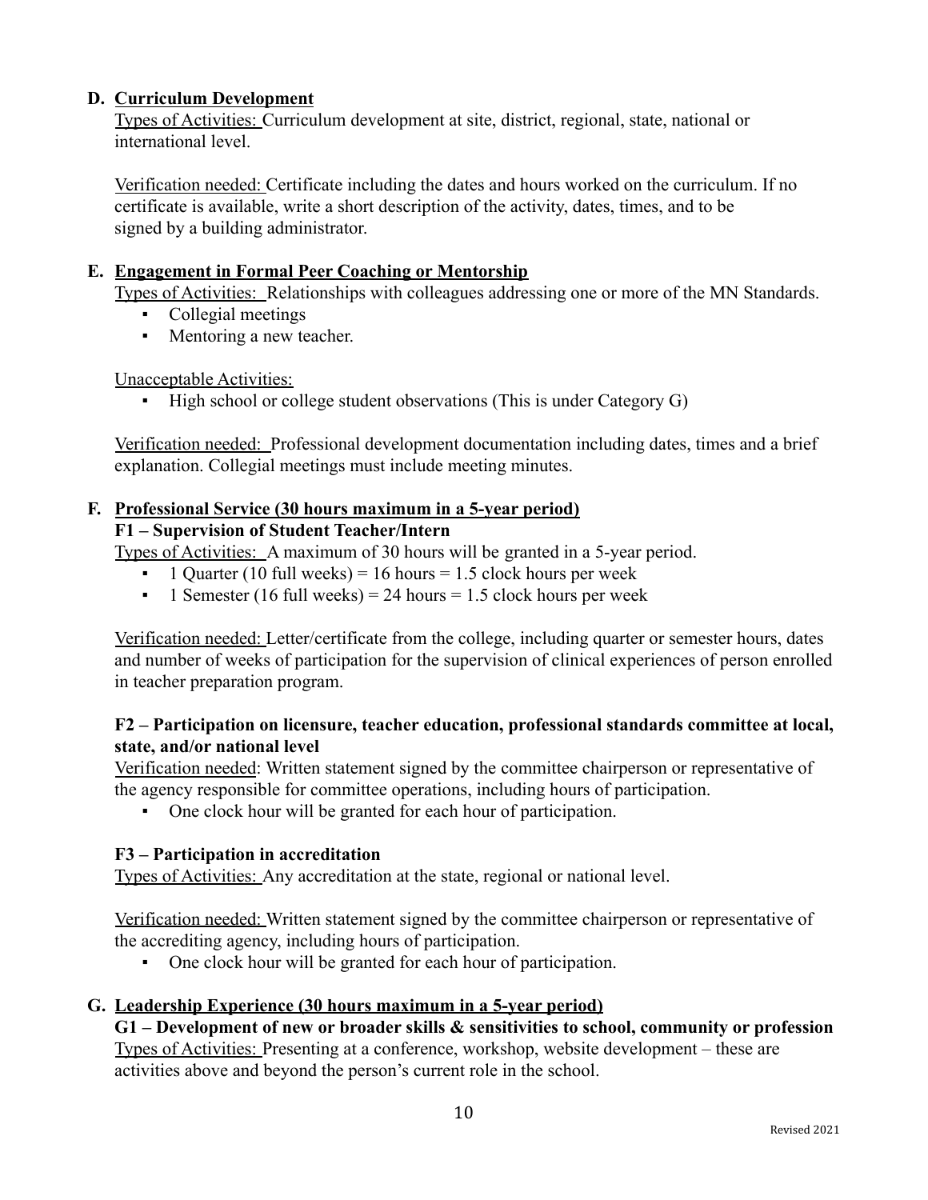### D. Curriculum Development

Types of Activities: Curriculum development at site, district, regional, state, national or international level.

Verification needed: Certificate including the dates and hours worked on the curriculum. If no certificate is available, write a short description of the activity, dates, times, and to be signed by a building administrator.

### E. Engagement in Formal Peer Coaching or Mentorship

Types of Activities: Relationships with colleagues addressing one or more of the MN Standards.

- Collegial meetings
- Mentoring a new teacher.

Unacceptable Activities:

- High school or college student observations (This is under Category G)

Verification needed: Professional development documentation including dates, times and a brief explanation. Collegial meetings must include meeting minutes.

### F. Professional Service (30 hours maximum in a 5-year period)

**F1 – Supervision of Student Teacher/Intern**

Types of Activities: A maximum of 30 hours will be granted in a 5-year period.

- 1 Quarter (10 full weeks) = 16 hours = 1.5 clock hours per week
- 1 Semester (16 full weeks) = 24 hours = 1.5 clock hours per week

Verification needed: Letter/certificate from the college, including quarter or semester hours, dates and number of weeks of participation for the supervision of clinical experiences of person enrolled in teacher preparation program.

**F2 – Participation on licensure, teacher education, professional standards committee at local, state, and/or national level**

Verification needed: Written statement signed by the committee chairperson or representative of the agency responsible for committee operations, including hours of participation.

- One clock hour will be granted for each hour of participation.

**F3 – Participation in accreditation**

Types of Activities: Any accreditation at the state, regional or national level.

Verification needed: Written statement signed by the committee chairperson or representative of the accrediting agency, including hours of participation.

- One clock hour will be granted for each hour of participation.

### G. Leadership Experience (30 hours maximum in a 5-year period)

**G1 – Development of new or broader skills & sensitivities to school, community or profession**

Types of Activities: Presenting at a conference, workshop, website development – these are activities above and beyond the person's current role in the school.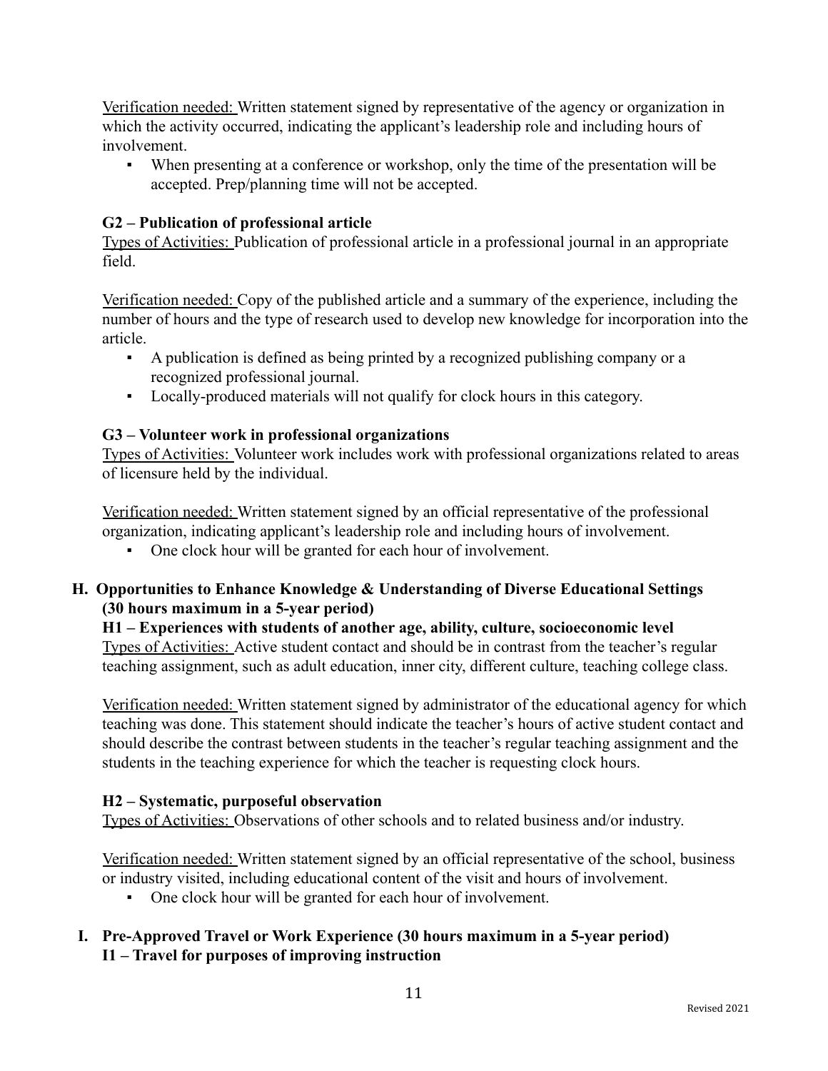Verification needed: Written statement signed by representative of the agency or organization in which the activity occurred, indicating the applicant's leadership role and including hours of involvement.

- When presenting at a conference or workshop, only the time of the presentation will be accepted. Prep/planning time will not be accepted.

### G2 – Publication of professional article

Types of Activities: Publication of professional article in a professional journal in an appropriate field.

Verification needed: Copy of the published article and a summary of the experience, including the number of hours and the type of research used to develop new knowledge for incorporation into the article.

- A publication is defined as being printed by a recognized publishing company or a recognized professional journal.
- Locally-produced materials will not qualify for clock hours in this category.

### G3 – Volunteer work in professional organizations

Types of Activities: Volunteer work includes work with professional organizations related to areas of licensure held by the individual.

Verification needed: Written statement signed by an official representative of the professional organization, indicating applicant's leadership role and including hours of involvement.

- One clock hour will be granted for each hour of involvement.

## H. Opportunities to Enhance Knowledge & Understanding of Diverse Educational Settings (30 hours maximum in a 5-year period)

### H1 – Experiences with students of another age, ability, culture, socioeconomic level

Types of Activities: Active student contact and should be in contrast from the teacher's regular teaching assignment, such as adult education, inner city, different culture, teaching college class.

Verification needed: Written statement signed by administrator of the educational agency for which teaching was done. This statement should indicate the teacher's hours of active student contact and should describe the contrast between students in the teacher's regular teaching assignment and the students in the teaching experience for which the teacher is requesting clock hours.

### H2 – Systematic, purposeful observation

Types of Activities: Observations of other schools and to related business and/or industry.

Verification needed: Written statement signed by an official representative of the school, business or industry visited, including educational content of the visit and hours of involvement.

- One clock hour will be granted for each hour of involvement.

## I. Pre-Approved Travel or Work Experience (30 hours maximum in a 5-year period)

### I1 – Travel for purposes of improving instruction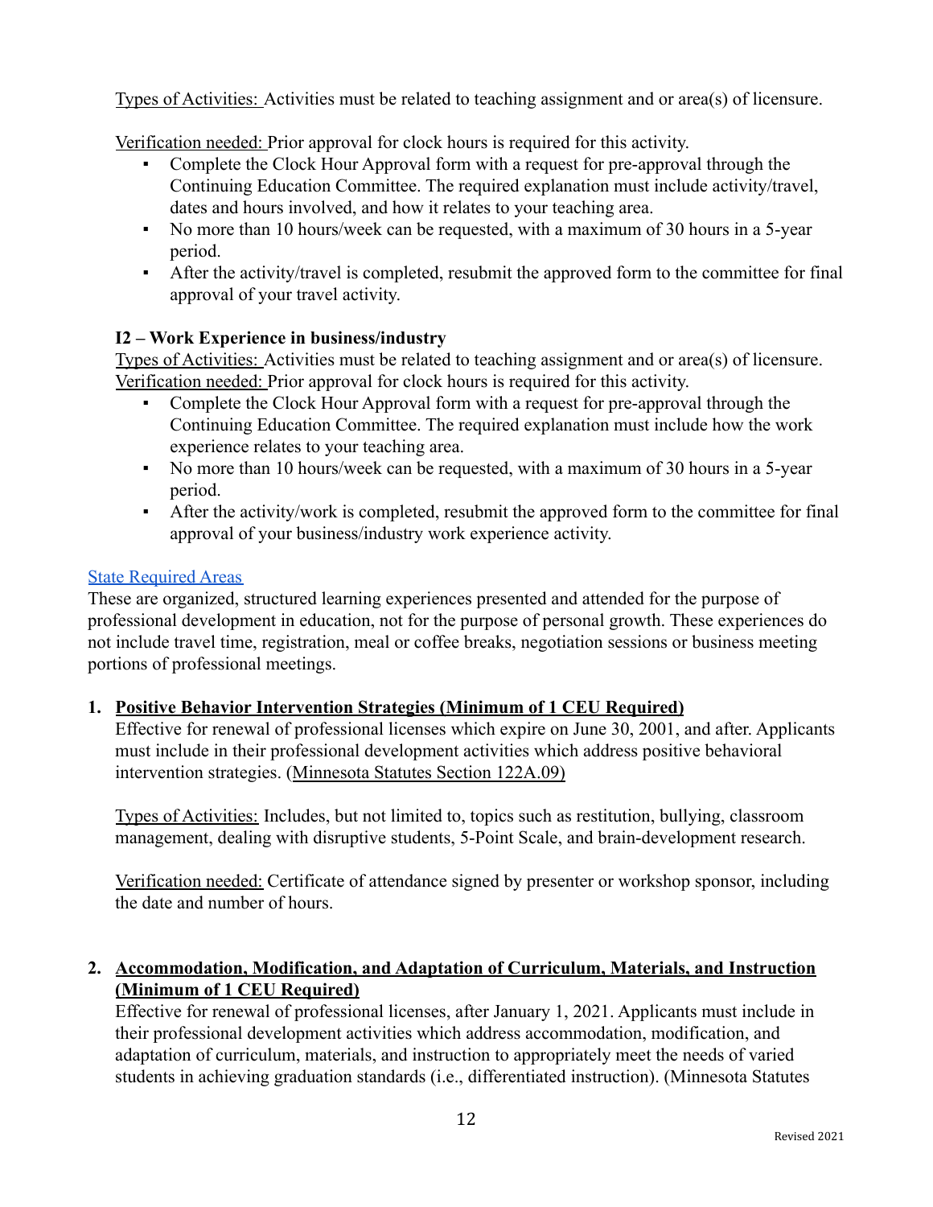Types of Activities: Activities must be related to teaching assignment and or area(s) of licensure.

Verification needed: Prior approval for clock hours is required for this activity.

- Complete the Clock Hour Approval form with a request for pre-approval through the Continuing Education Committee. The required explanation must include activity/travel, dates and hours involved, and how it relates to your teaching area.
- No more than 10 hours/week can be requested, with a maximum of 30 hours in a 5-year period.
- After the activity/travel is completed, resubmit the approved form to the committee for final approval of your travel activity.

**I2 – Work Experience in business/industry**

Types of Activities: Activities must be related to teaching assignment and or area(s) of licensure.
Verification needed: Prior approval for clock hours is required for this activity.

- Complete the Clock Hour Approval form with a request for pre-approval through the Continuing Education Committee. The required explanation must include how the work experience relates to your teaching area.
- No more than 10 hours/week can be requested, with a maximum of 30 hours in a 5-year period.
- After the activity/work is completed, resubmit the approved form to the committee for final approval of your business/industry work experience activity.

State Required Areas

These are organized, structured learning experiences presented and attended for the purpose of professional development in education, not for the purpose of personal growth. These experiences do not include travel time, registration, meal or coffee breaks, negotiation sessions or business meeting portions of professional meetings.

1. **Positive Behavior Intervention Strategies (Minimum of 1 CEU Required)**
   Effective for renewal of professional licenses which expire on June 30, 2001, and after. Applicants must include in their professional development activities which address positive behavioral intervention strategies. (Minnesota Statutes Section 122A.09)

   Types of Activities: Includes, but not limited to, topics such as restitution, bullying, classroom management, dealing with disruptive students, 5-Point Scale, and brain-development research.

   Verification needed: Certificate of attendance signed by presenter or workshop sponsor, including the date and number of hours.

2. **Accommodation, Modification, and Adaptation of Curriculum, Materials, and Instruction (Minimum of 1 CEU Required)**
   Effective for renewal of professional licenses, after January 1, 2021. Applicants must include in their professional development activities which address accommodation, modification, and adaptation of curriculum, materials, and instruction to appropriately meet the needs of varied students in achieving graduation standards (i.e., differentiated instruction). (Minnesota Statutes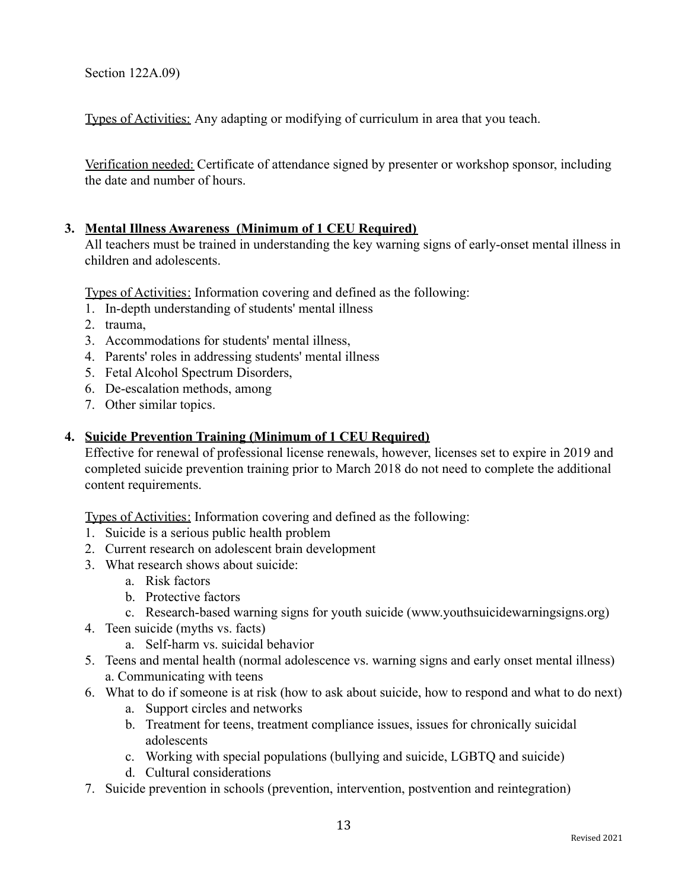Section 122A.09)

Types of Activities: Any adapting or modifying of curriculum in area that you teach.

Verification needed: Certificate of attendance signed by presenter or workshop sponsor, including the date and number of hours.

3. **Mental Illness Awareness (Minimum of 1 CEU Required)**

   All teachers must be trained in understanding the key warning signs of early-onset mental illness in children and adolescents.

   Types of Activities: Information covering and defined as the following:

   1. In-depth understanding of students' mental illness
   2. trauma,
   3. Accommodations for students' mental illness,
   4. Parents' roles in addressing students' mental illness
   5. Fetal Alcohol Spectrum Disorders,
   6. De-escalation methods, among
   7. Other similar topics.

4. **Suicide Prevention Training (Minimum of 1 CEU Required)**

   Effective for renewal of professional license renewals, however, licenses set to expire in 2019 and completed suicide prevention training prior to March 2018 do not need to complete the additional content requirements.

   Types of Activities: Information covering and defined as the following:

   1. Suicide is a serious public health problem
   2. Current research on adolescent brain development
   3. What research shows about suicide:
      a. Risk factors
      b. Protective factors
      c. Research-based warning signs for youth suicide (www.youthsuicidewarningsigns.org)
   4. Teen suicide (myths vs. facts)
      a. Self-harm vs. suicidal behavior
   5. Teens and mental health (normal adolescence vs. warning signs and early onset mental illness)
      a. Communicating with teens
   6. What to do if someone is at risk (how to ask about suicide, how to respond and what to do next)
      a. Support circles and networks
      b. Treatment for teens, treatment compliance issues, issues for chronically suicidal adolescents
      c. Working with special populations (bullying and suicide, LGBTQ and suicide)
      d. Cultural considerations
   7. Suicide prevention in schools (prevention, intervention, postvention and reintegration)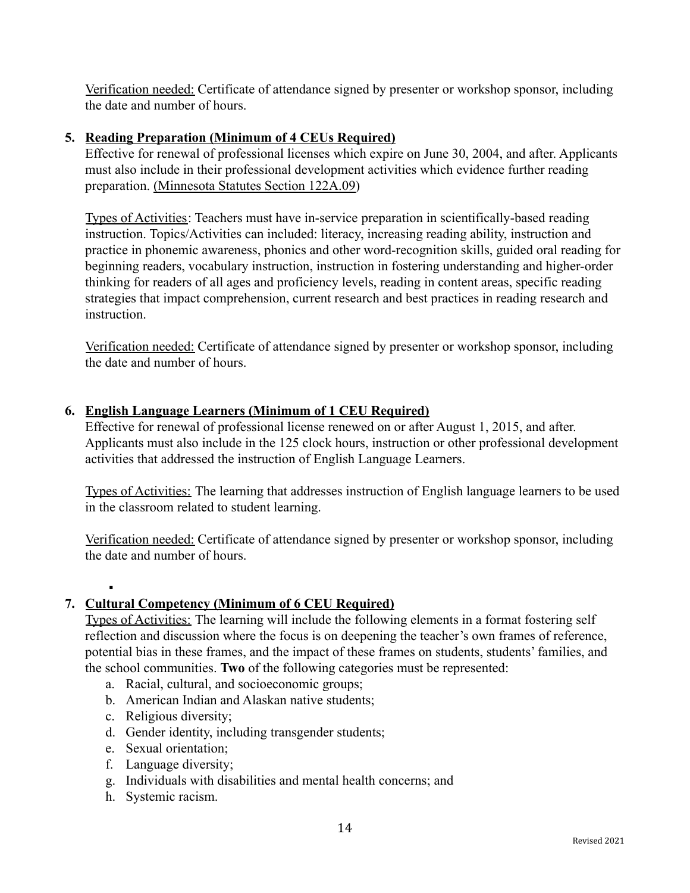<u>Verification needed:</u> Certificate of attendance signed by presenter or workshop sponsor, including the date and number of hours.

5. **<u>Reading Preparation (Minimum of 4 CEUs Required)</u>**
   Effective for renewal of professional licenses which expire on June 30, 2004, and after. Applicants must also include in their professional development activities which evidence further reading preparation. <u>(Minnesota Statutes Section 122A.09</u>)

   <u>Types of Activities</u>: Teachers must have in-service preparation in scientifically-based reading instruction. Topics/Activities can included: literacy, increasing reading ability, instruction and practice in phonemic awareness, phonics and other word-recognition skills, guided oral reading for beginning readers, vocabulary instruction, instruction in fostering understanding and higher-order thinking for readers of all ages and proficiency levels, reading in content areas, specific reading strategies that impact comprehension, current research and best practices in reading research and instruction.

   <u>Verification needed:</u> Certificate of attendance signed by presenter or workshop sponsor, including the date and number of hours.

6. **<u>English Language Learners (Minimum of 1 CEU Required)</u>**
   Effective for renewal of professional license renewed on or after August 1, 2015, and after. Applicants must also include in the 125 clock hours, instruction or other professional development activities that addressed the instruction of English Language Learners.

   <u>Types of Activities:</u> The learning that addresses instruction of English language learners to be used in the classroom related to student learning.

   <u>Verification needed:</u> Certificate of attendance signed by presenter or workshop sponsor, including the date and number of hours.

7. **<u>Cultural Competency (Minimum of 6 CEU Required)</u>**
   <u>Types of Activities:</u> The learning will include the following elements in a format fostering self reflection and discussion where the focus is on deepening the teacher's own frames of reference, potential bias in these frames, and the impact of these frames on students, students' families, and the school communities. **Two** of the following categories must be represented:
   a. Racial, cultural, and socioeconomic groups;
   b. American Indian and Alaskan native students;
   c. Religious diversity;
   d. Gender identity, including transgender students;
   e. Sexual orientation;
   f. Language diversity;
   g. Individuals with disabilities and mental health concerns; and
   h. Systemic racism.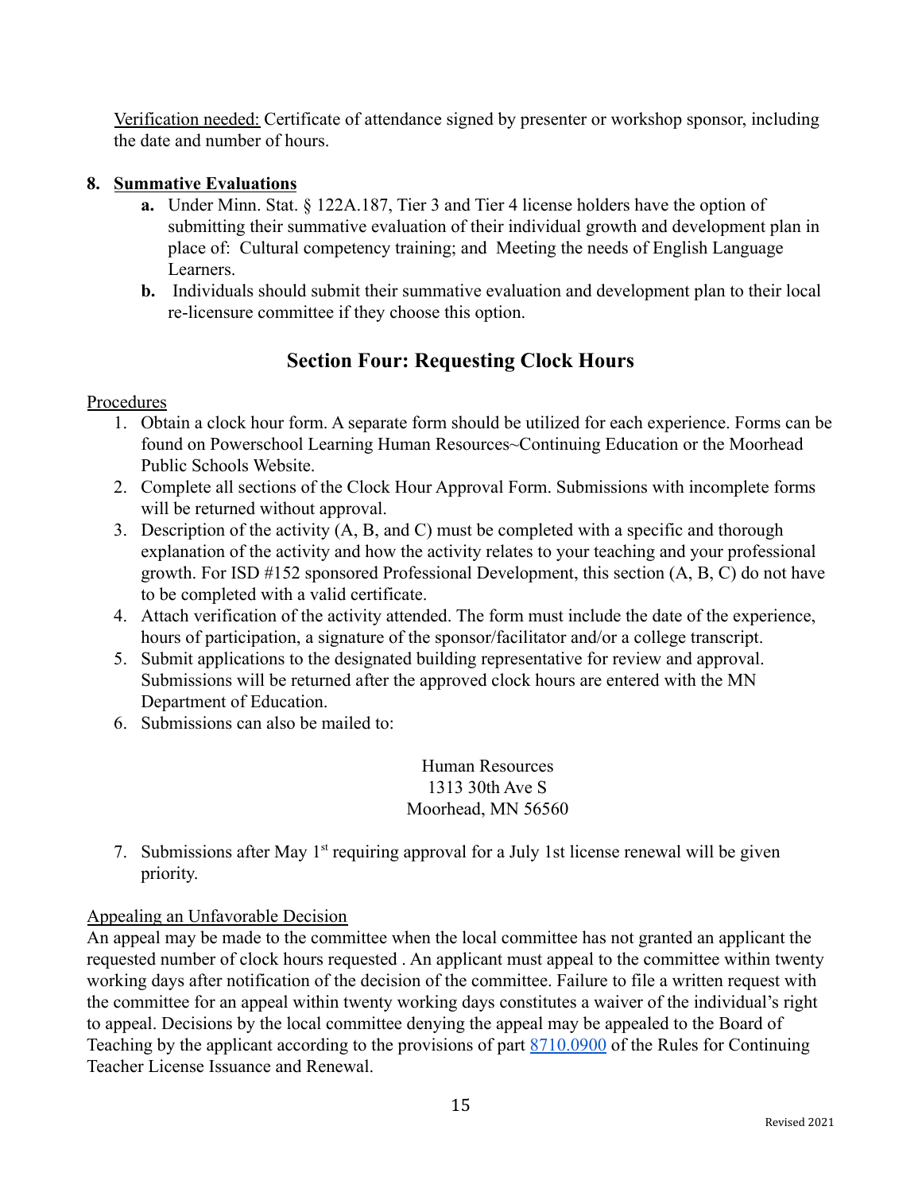Verification needed: Certificate of attendance signed by presenter or workshop sponsor, including the date and number of hours.

**8. Summative Evaluations**

- **a.** Under Minn. Stat. § 122A.187, Tier 3 and Tier 4 license holders have the option of submitting their summative evaluation of their individual growth and development plan in place of:  Cultural competency training; and  Meeting the needs of English Language Learners.
- **b.** Individuals should submit their summative evaluation and development plan to their local re-licensure committee if they choose this option.

## Section Four: Requesting Clock Hours

Procedures

1. Obtain a clock hour form. A separate form should be utilized for each experience. Forms can be found on Powerschool Learning Human Resources~Continuing Education or the Moorhead Public Schools Website.
2. Complete all sections of the Clock Hour Approval Form. Submissions with incomplete forms will be returned without approval.
3. Description of the activity (A, B, and C) must be completed with a specific and thorough explanation of the activity and how the activity relates to your teaching and your professional growth. For ISD #152 sponsored Professional Development, this section (A, B, C) do not have to be completed with a valid certificate.
4. Attach verification of the activity attended. The form must include the date of the experience, hours of participation, a signature of the sponsor/facilitator and/or a college transcript.
5. Submit applications to the designated building representative for review and approval. Submissions will be returned after the approved clock hours are entered with the MN Department of Education.
6. Submissions can also be mailed to:

   Human Resources
   1313 30th Ave S
   Moorhead, MN 56560

7. Submissions after May 1st requiring approval for a July 1st license renewal will be given priority.

Appealing an Unfavorable Decision

An appeal may be made to the committee when the local committee has not granted an applicant the requested number of clock hours requested . An applicant must appeal to the committee within twenty working days after notification of the decision of the committee. Failure to file a written request with the committee for an appeal within twenty working days constitutes a waiver of the individual's right to appeal. Decisions by the local committee denying the appeal may be appealed to the Board of Teaching by the applicant according to the provisions of part 8710.0900 of the Rules for Continuing Teacher License Issuance and Renewal.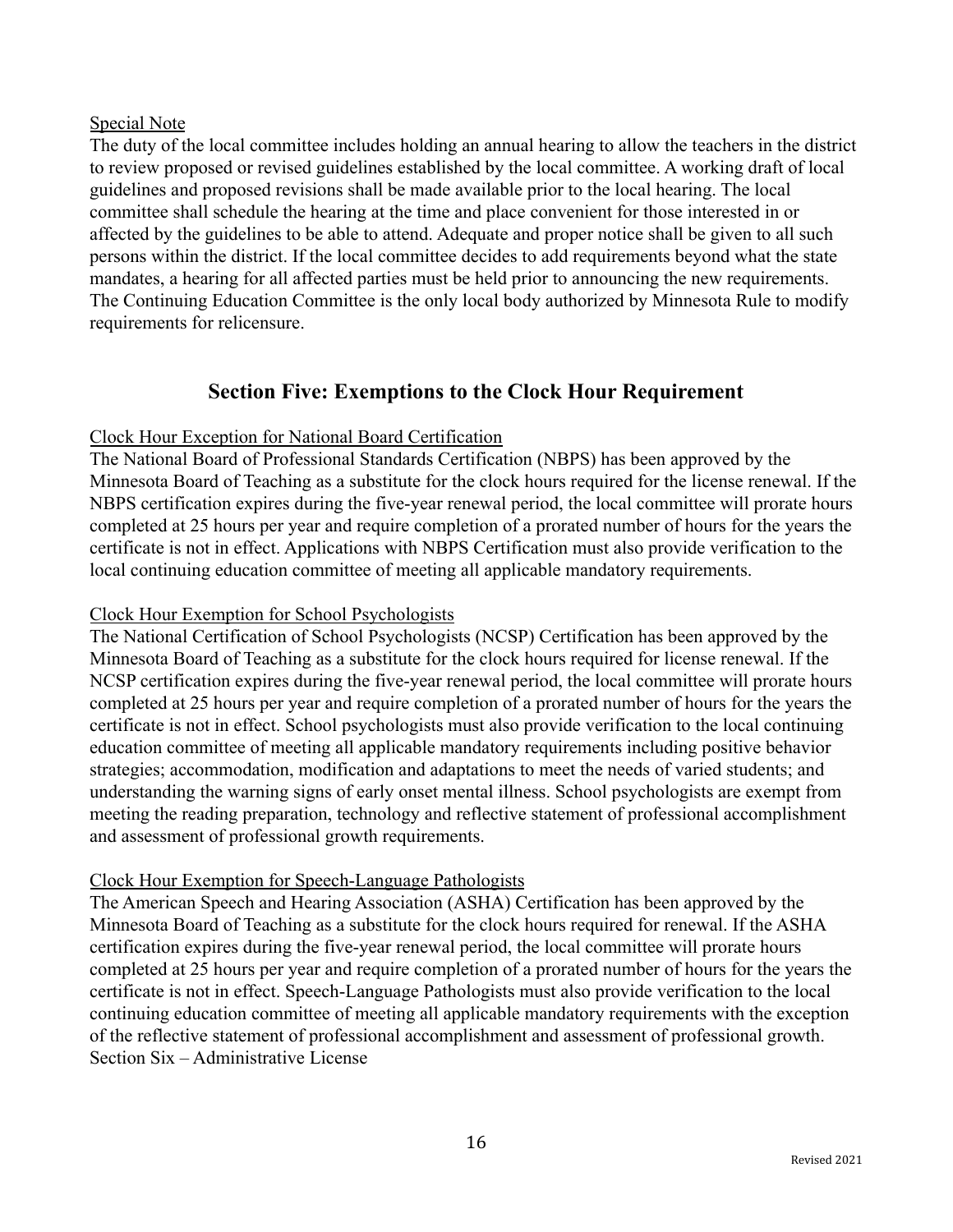Special Note

The duty of the local committee includes holding an annual hearing to allow the teachers in the district to review proposed or revised guidelines established by the local committee. A working draft of local guidelines and proposed revisions shall be made available prior to the local hearing. The local committee shall schedule the hearing at the time and place convenient for those interested in or affected by the guidelines to be able to attend. Adequate and proper notice shall be given to all such persons within the district. If the local committee decides to add requirements beyond what the state mandates, a hearing for all affected parties must be held prior to announcing the new requirements. The Continuing Education Committee is the only local body authorized by Minnesota Rule to modify requirements for relicensure.

## Section Five: Exemptions to the Clock Hour Requirement

Clock Hour Exception for National Board Certification

The National Board of Professional Standards Certification (NBPS) has been approved by the Minnesota Board of Teaching as a substitute for the clock hours required for the license renewal. If the NBPS certification expires during the five-year renewal period, the local committee will prorate hours completed at 25 hours per year and require completion of a prorated number of hours for the years the certificate is not in effect. Applications with NBPS Certification must also provide verification to the local continuing education committee of meeting all applicable mandatory requirements.

Clock Hour Exemption for School Psychologists

The National Certification of School Psychologists (NCSP) Certification has been approved by the Minnesota Board of Teaching as a substitute for the clock hours required for license renewal. If the NCSP certification expires during the five-year renewal period, the local committee will prorate hours completed at 25 hours per year and require completion of a prorated number of hours for the years the certificate is not in effect. School psychologists must also provide verification to the local continuing education committee of meeting all applicable mandatory requirements including positive behavior strategies; accommodation, modification and adaptations to meet the needs of varied students; and understanding the warning signs of early onset mental illness. School psychologists are exempt from meeting the reading preparation, technology and reflective statement of professional accomplishment and assessment of professional growth requirements.

Clock Hour Exemption for Speech-Language Pathologists

The American Speech and Hearing Association (ASHA) Certification has been approved by the Minnesota Board of Teaching as a substitute for the clock hours required for renewal. If the ASHA certification expires during the five-year renewal period, the local committee will prorate hours completed at 25 hours per year and require completion of a prorated number of hours for the years the certificate is not in effect. Speech-Language Pathologists must also provide verification to the local continuing education committee of meeting all applicable mandatory requirements with the exception of the reflective statement of professional accomplishment and assessment of professional growth.

Section Six – Administrative License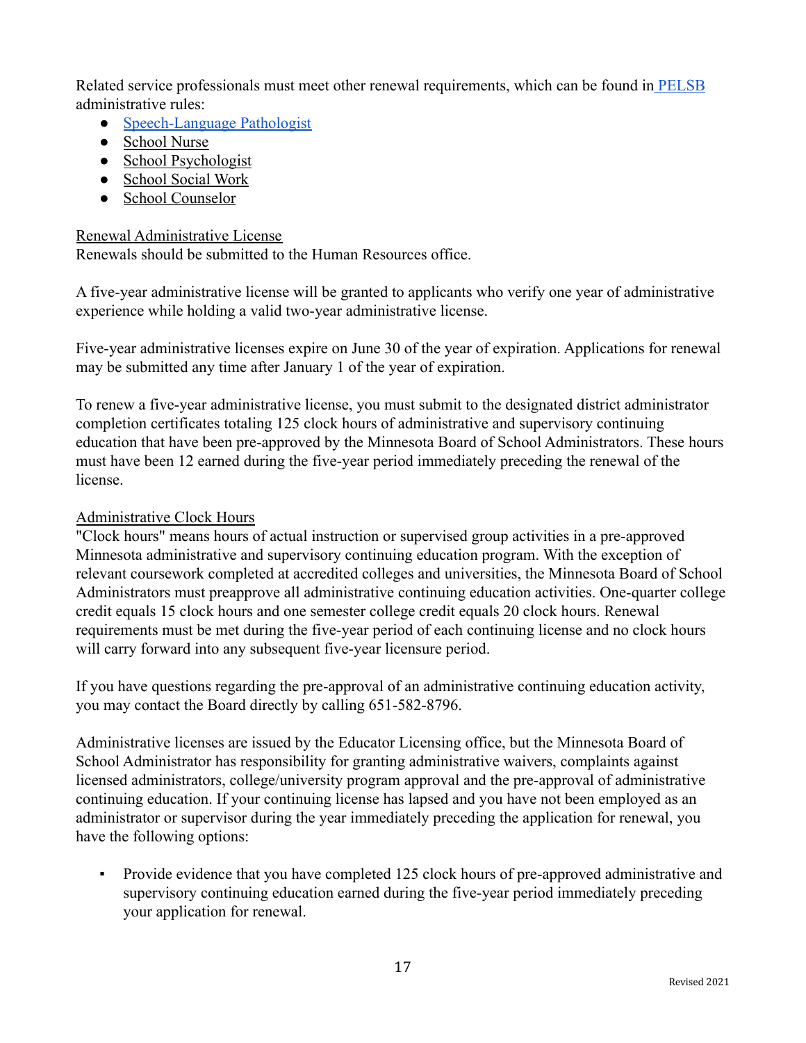Related service professionals must meet other renewal requirements, which can be found in [PELSB](#) administrative rules:

- [Speech-Language Pathologist](#)
- School Nurse
- School Psychologist
- School Social Work
- School Counselor

Renewal Administrative License

Renewals should be submitted to the Human Resources office.

A five-year administrative license will be granted to applicants who verify one year of administrative experience while holding a valid two-year administrative license.

Five-year administrative licenses expire on June 30 of the year of expiration. Applications for renewal may be submitted any time after January 1 of the year of expiration.

To renew a five-year administrative license, you must submit to the designated district administrator completion certificates totaling 125 clock hours of administrative and supervisory continuing education that have been pre-approved by the Minnesota Board of School Administrators. These hours must have been 12 earned during the five-year period immediately preceding the renewal of the license.

Administrative Clock Hours

"Clock hours" means hours of actual instruction or supervised group activities in a pre-approved Minnesota administrative and supervisory continuing education program. With the exception of relevant coursework completed at accredited colleges and universities, the Minnesota Board of School Administrators must preapprove all administrative continuing education activities. One-quarter college credit equals 15 clock hours and one semester college credit equals 20 clock hours. Renewal requirements must be met during the five-year period of each continuing license and no clock hours will carry forward into any subsequent five-year licensure period.

If you have questions regarding the pre-approval of an administrative continuing education activity, you may contact the Board directly by calling 651-582-8796.

Administrative licenses are issued by the Educator Licensing office, but the Minnesota Board of School Administrator has responsibility for granting administrative waivers, complaints against licensed administrators, college/university program approval and the pre-approval of administrative continuing education. If your continuing license has lapsed and you have not been employed as an administrator or supervisor during the year immediately preceding the application for renewal, you have the following options:

- Provide evidence that you have completed 125 clock hours of pre-approved administrative and supervisory continuing education earned during the five-year period immediately preceding your application for renewal.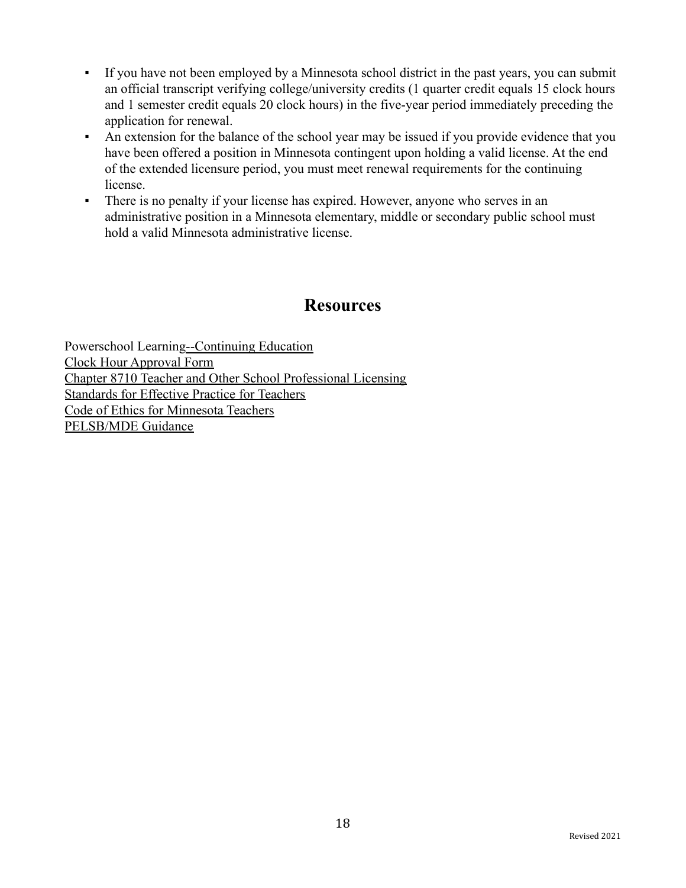- If you have not been employed by a Minnesota school district in the past years, you can submit an official transcript verifying college/university credits (1 quarter credit equals 15 clock hours and 1 semester credit equals 20 clock hours) in the five-year period immediately preceding the application for renewal.
- An extension for the balance of the school year may be issued if you provide evidence that you have been offered a position in Minnesota contingent upon holding a valid license. At the end of the extended licensure period, you must meet renewal requirements for the continuing license.
- There is no penalty if your license has expired. However, anyone who serves in an administrative position in a Minnesota elementary, middle or secondary public school must hold a valid Minnesota administrative license.

## Resources

Powerschool Learning--Continuing Education
Clock Hour Approval Form
Chapter 8710 Teacher and Other School Professional Licensing
Standards for Effective Practice for Teachers
Code of Ethics for Minnesota Teachers
PELSB/MDE Guidance

Revised 2021